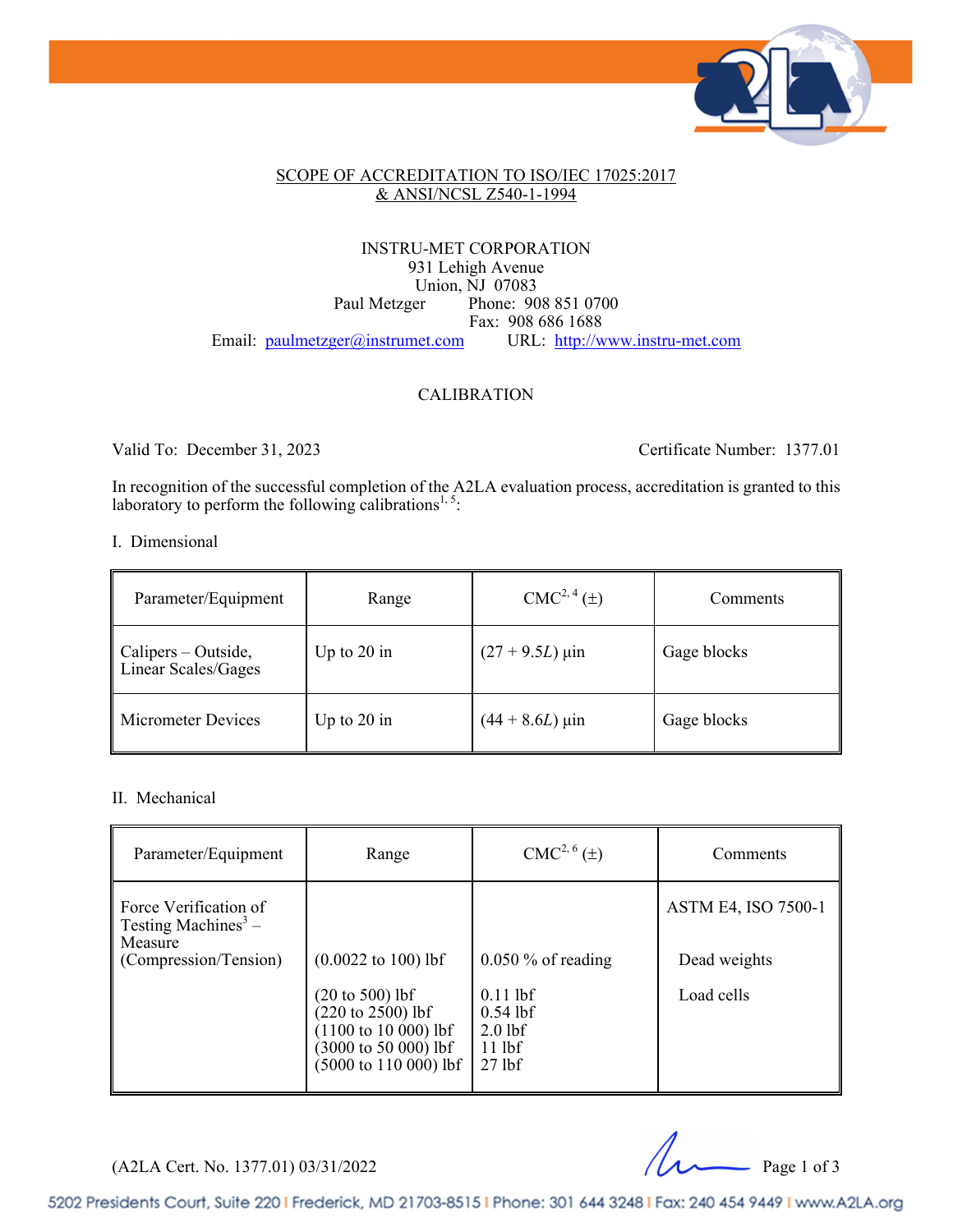## SCOPE OF ACCREDITATION TO ISO/IEC 17025:2017 & ANSI/NCSL Z540-1-1994

INSTRU-MET CORPORATION
931 Lehigh Avenue
Union, NJ 07083
Paul Metzger Phone: 908 851 0700
Fax: 908 686 1688
Email: paulmetzger@instrumet.com URL: http://www.instru-met.com

### CALIBRATION

Valid To: December 31, 2023 Certificate Number: 1377.01

In recognition of the successful completion of the A2LA evaluation process, accreditation is granted to this laboratory to perform the following calibrations[1, 5]:

I. Dimensional

| Parameter/Equipment | Range | CMC[2, 4] (±) | Comments |
|---|---|---|---|
| Calipers – Outside, Linear Scales/Gages | Up to 20 in | $(27 + 9.5L)$ µin | Gage blocks |
| Micrometer Devices | Up to 20 in | $(44 + 8.6L)$ µin | Gage blocks |

II. Mechanical

| Parameter/Equipment | Range | CMC[2, 6] (±) | Comments |
|---|---|---|---|
| Force Verification of Testing Machines[3] – Measure (Compression/Tension) | | | ASTM E4, ISO 7500-1 |
| | (0.0022 to 100) lbf | 0.050 % of reading | Dead weights |
| | (20 to 500) lbf<br>(220 to 2500) lbf<br>(1100 to 10 000) lbf<br>(3000 to 50 000) lbf<br>(5000 to 110 000) lbf | 0.11 lbf<br>0.54 lbf<br>2.0 lbf<br>11 lbf<br>27 lbf | Load cells |

(A2LA Cert. No. 1377.01) 03/31/2022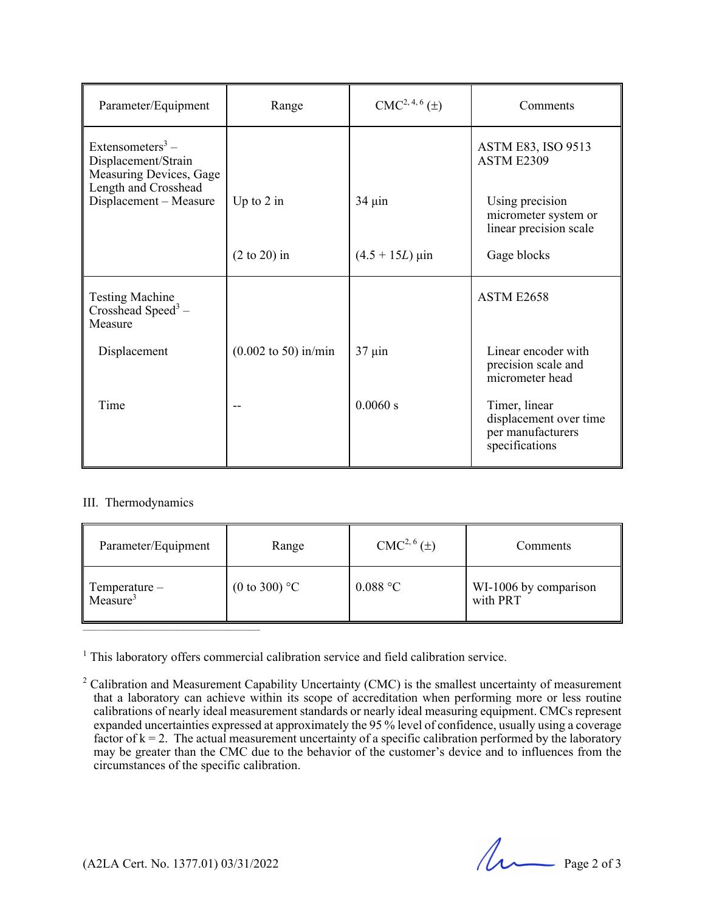| Parameter/Equipment | Range | CMC[2, 4, 6] (±) | Comments |
|---|---|---|---|
| Extensometers[3] – Displacement/Strain Measuring Devices, Gage Length and Crosshead Displacement – Measure | | | ASTM E83, ISO 9513 ASTM E2309 |
| | Up to 2 in | 34 µin | Using precision micrometer system or linear precision scale |
| | (2 to 20) in | (4.5 + 15*L*) µin | Gage blocks |
| Testing Machine Crosshead Speed[3] – Measure | | | ASTM E2658 |
| Displacement | (0.002 to 50) in/min | 37 µin | Linear encoder with precision scale and micrometer head |
| Time | -- | 0.0060 s | Timer, linear displacement over time per manufacturers specifications |

III. Thermodynamics

| Parameter/Equipment | Range | CMC[2, 6] (±) | Comments |
|---|---|---|---|
| Temperature – Measure[3] | (0 to 300) °C | 0.088 °C | WI-1006 by comparison with PRT |

---

[1] This laboratory offers commercial calibration service and field calibration service.

[2] Calibration and Measurement Capability Uncertainty (CMC) is the smallest uncertainty of measurement that a laboratory can achieve within its scope of accreditation when performing more or less routine calibrations of nearly ideal measurement standards or nearly ideal measuring equipment. CMCs represent expanded uncertainties expressed at approximately the 95 % level of confidence, usually using a coverage factor of k = 2. The actual measurement uncertainty of a specific calibration performed by the laboratory may be greater than the CMC due to the behavior of the customer's device and to influences from the circumstances of the specific calibration.

(A2LA Cert. No. 1377.01) 03/31/2022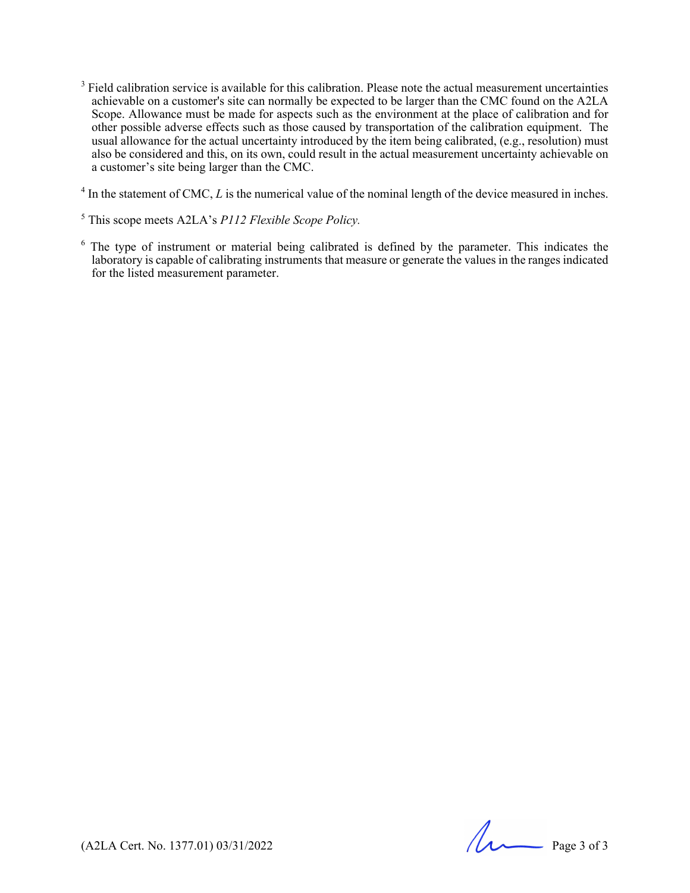[3] Field calibration service is available for this calibration. Please note the actual measurement uncertainties achievable on a customer's site can normally be expected to be larger than the CMC found on the A2LA Scope. Allowance must be made for aspects such as the environment at the place of calibration and for other possible adverse effects such as those caused by transportation of the calibration equipment. The usual allowance for the actual uncertainty introduced by the item being calibrated, (e.g., resolution) must also be considered and this, on its own, could result in the actual measurement uncertainty achievable on a customer's site being larger than the CMC.

[4] In the statement of CMC, *L* is the numerical value of the nominal length of the device measured in inches.

[5] This scope meets A2LA's *P112 Flexible Scope Policy.*

[6] The type of instrument or material being calibrated is defined by the parameter. This indicates the laboratory is capable of calibrating instruments that measure or generate the values in the ranges indicated for the listed measurement parameter.

(A2LA Cert. No. 1377.01) 03/31/2022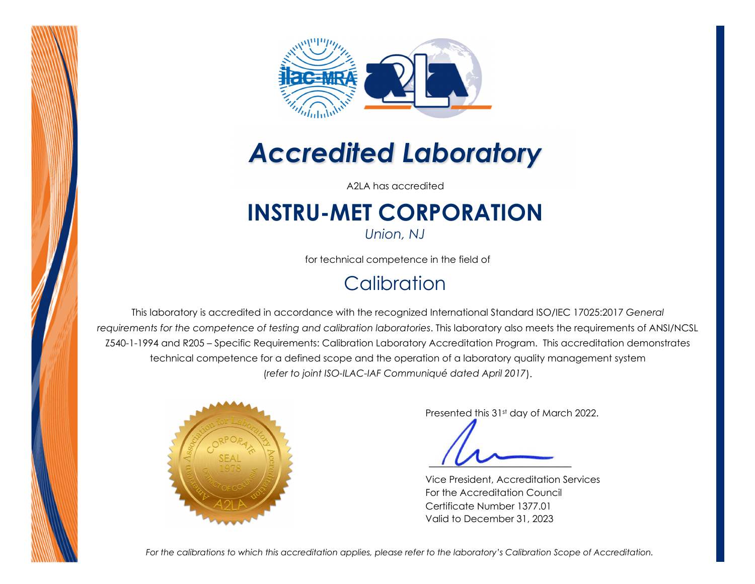# Accredited Laboratory

A2LA has accredited

## INSTRU-MET CORPORATION

*Union, NJ*

for technical competence in the field of

## Calibration

This laboratory is accredited in accordance with the recognized International Standard ISO/IEC 17025:2017 *General requirements for the competence of testing and calibration laboratories*. This laboratory also meets the requirements of ANSI/NCSL Z540-1-1994 and R205 – Specific Requirements: Calibration Laboratory Accreditation Program. This accreditation demonstrates technical competence for a defined scope and the operation of a laboratory quality management system (*refer to joint ISO-ILAC-IAF Communiqué dated April 2017*).

Presented this 31st day of March 2022.

Vice President, Accreditation Services
For the Accreditation Council
Certificate Number 1377.01
Valid to December 31, 2023

*For the calibrations to which this accreditation applies, please refer to the laboratory's Calibration Scope of Accreditation.*